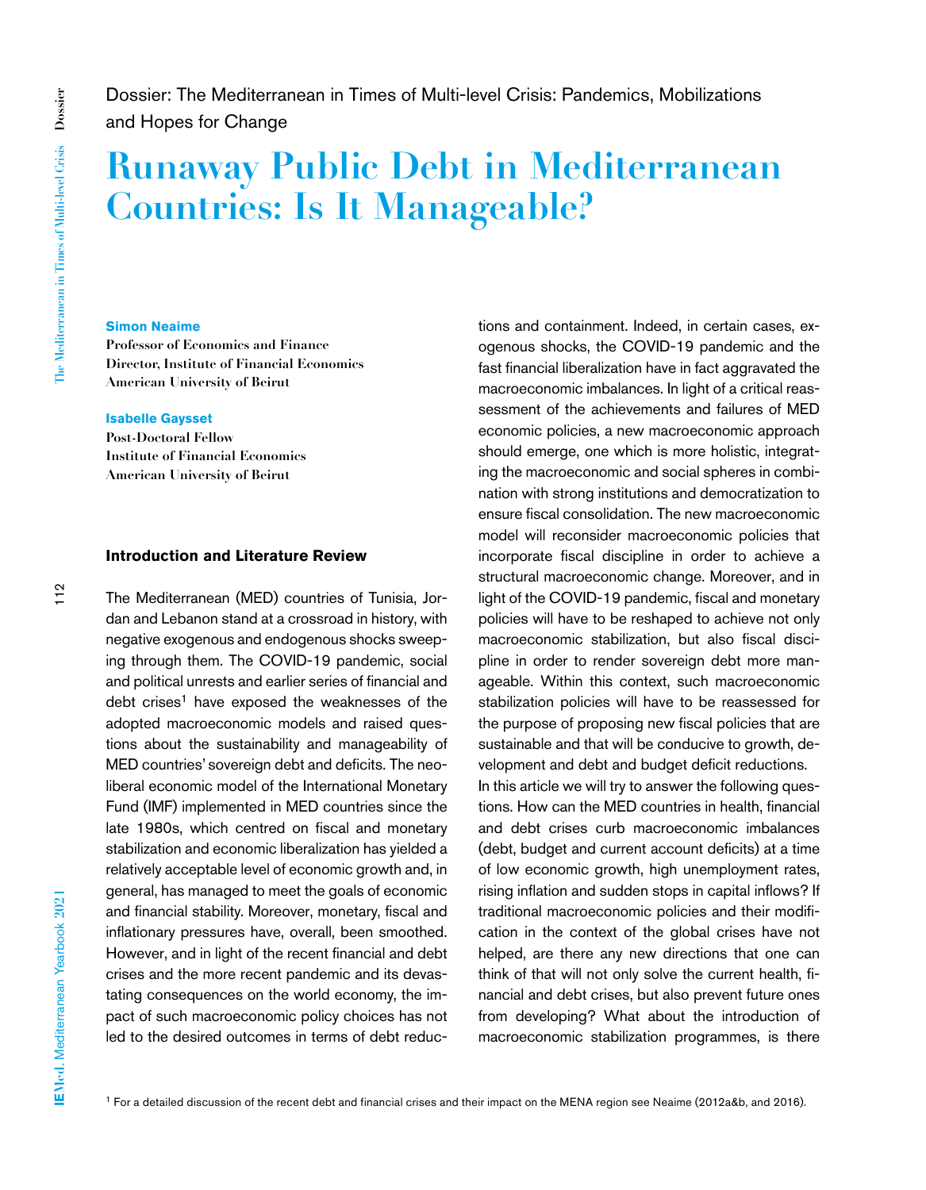Dossier: The Mediterranean in Times of Multi-level Crisis: Pandemics, Mobilizations and Hopes for Change

# Runaway Public Debt in Mediterranean Countries: Is It Manageable?

**Simon Neaime**
**Professor of Economics and Finance**
**Director, Institute of Financial Economics**
**American University of Beirut**

**Isabelle Gaysset**
**Post-Doctoral Fellow**
**Institute of Financial Economics**
**American University of Beirut**

## Introduction and Literature Review

The Mediterranean (MED) countries of Tunisia, Jordan and Lebanon stand at a crossroad in history, with negative exogenous and endogenous shocks sweeping through them. The COVID-19 pandemic, social and political unrests and earlier series of financial and debt crises[1] have exposed the weaknesses of the adopted macroeconomic models and raised questions about the sustainability and manageability of MED countries' sovereign debt and deficits. The neoliberal economic model of the International Monetary Fund (IMF) implemented in MED countries since the late 1980s, which centred on fiscal and monetary stabilization and economic liberalization has yielded a relatively acceptable level of economic growth and, in general, has managed to meet the goals of economic and financial stability. Moreover, monetary, fiscal and inflationary pressures have, overall, been smoothed. However, and in light of the recent financial and debt crises and the more recent pandemic and its devastating consequences on the world economy, the impact of such macroeconomic policy choices has not led to the desired outcomes in terms of debt reductions and containment. Indeed, in certain cases, exogenous shocks, the COVID-19 pandemic and the fast financial liberalization have in fact aggravated the macroeconomic imbalances. In light of a critical reassessment of the achievements and failures of MED economic policies, a new macroeconomic approach should emerge, one which is more holistic, integrating the macroeconomic and social spheres in combination with strong institutions and democratization to ensure fiscal consolidation. The new macroeconomic model will reconsider macroeconomic policies that incorporate fiscal discipline in order to achieve a structural macroeconomic change. Moreover, and in light of the COVID-19 pandemic, fiscal and monetary policies will have to be reshaped to achieve not only macroeconomic stabilization, but also fiscal discipline in order to render sovereign debt more manageable. Within this context, such macroeconomic stabilization policies will have to be reassessed for the purpose of proposing new fiscal policies that are sustainable and that will be conducive to growth, development and debt and budget deficit reductions.

In this article we will try to answer the following questions. How can the MED countries in health, financial and debt crises curb macroeconomic imbalances (debt, budget and current account deficits) at a time of low economic growth, high unemployment rates, rising inflation and sudden stops in capital inflows? If traditional macroeconomic policies and their modification in the context of the global crises have not helped, are there any new directions that one can think of that will not only solve the current health, financial and debt crises, but also prevent future ones from developing? What about the introduction of macroeconomic stabilization programmes, is there

[1] For a detailed discussion of the recent debt and financial crises and their impact on the MENA region see Neaime (2012a&b, and 2016).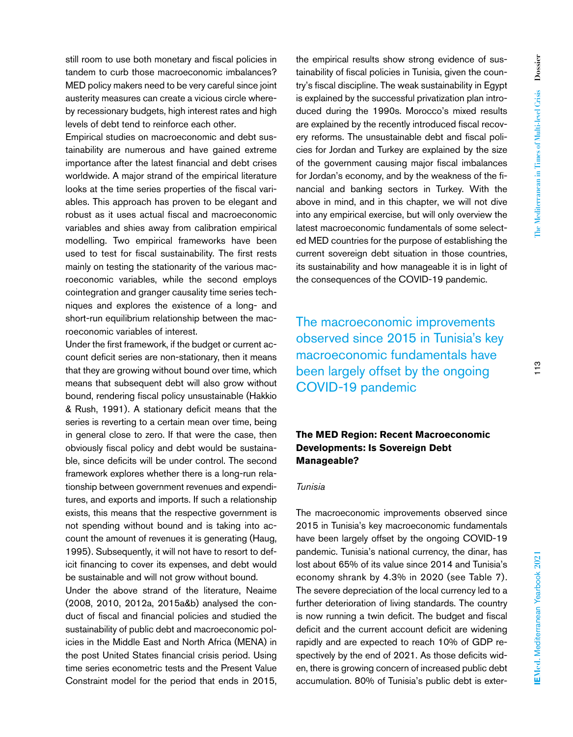still room to use both monetary and fiscal policies in tandem to curb those macroeconomic imbalances? MED policy makers need to be very careful since joint austerity measures can create a vicious circle whereby recessionary budgets, high interest rates and high levels of debt tend to reinforce each other.

Empirical studies on macroeconomic and debt sustainability are numerous and have gained extreme importance after the latest financial and debt crises worldwide. A major strand of the empirical literature looks at the time series properties of the fiscal variables. This approach has proven to be elegant and robust as it uses actual fiscal and macroeconomic variables and shies away from calibration empirical modelling. Two empirical frameworks have been used to test for fiscal sustainability. The first rests mainly on testing the stationarity of the various macroeconomic variables, while the second employs cointegration and granger causality time series techniques and explores the existence of a long- and short-run equilibrium relationship between the macroeconomic variables of interest.

Under the first framework, if the budget or current account deficit series are non-stationary, then it means that they are growing without bound over time, which means that subsequent debt will also grow without bound, rendering fiscal policy unsustainable (Hakkio & Rush, 1991). A stationary deficit means that the series is reverting to a certain mean over time, being in general close to zero. If that were the case, then obviously fiscal policy and debt would be sustainable, since deficits will be under control. The second framework explores whether there is a long-run relationship between government revenues and expenditures, and exports and imports. If such a relationship exists, this means that the respective government is not spending without bound and is taking into account the amount of revenues it is generating (Haug, 1995). Subsequently, it will not have to resort to deficit financing to cover its expenses, and debt would be sustainable and will not grow without bound.

Under the above strand of the literature, Neaime (2008, 2010, 2012a, 2015a&b) analysed the conduct of fiscal and financial policies and studied the sustainability of public debt and macroeconomic policies in the Middle East and North Africa (MENA) in the post United States financial crisis period. Using time series econometric tests and the Present Value Constraint model for the period that ends in 2015, the empirical results show strong evidence of sustainability of fiscal policies in Tunisia, given the country's fiscal discipline. The weak sustainability in Egypt is explained by the successful privatization plan introduced during the 1990s. Morocco's mixed results are explained by the recently introduced fiscal recovery reforms. The unsustainable debt and fiscal policies for Jordan and Turkey are explained by the size of the government causing major fiscal imbalances for Jordan's economy, and by the weakness of the financial and banking sectors in Turkey. With the above in mind, and in this chapter, we will not dive into any empirical exercise, but will only overview the latest macroeconomic fundamentals of some selected MED countries for the purpose of establishing the current sovereign debt situation in those countries, its sustainability and how manageable it is in light of the consequences of the COVID-19 pandemic.

> The macroeconomic improvements observed since 2015 in Tunisia's key macroeconomic fundamentals have been largely offset by the ongoing COVID-19 pandemic

## The MED Region: Recent Macroeconomic Developments: Is Sovereign Debt Manageable?

### *Tunisia*

The macroeconomic improvements observed since 2015 in Tunisia's key macroeconomic fundamentals have been largely offset by the ongoing COVID-19 pandemic. Tunisia's national currency, the dinar, has lost about 65% of its value since 2014 and Tunisia's economy shrank by 4.3% in 2020 (see Table 7). The severe depreciation of the local currency led to a further deterioration of living standards. The country is now running a twin deficit. The budget and fiscal deficit and the current account deficit are widening rapidly and are expected to reach 10% of GDP respectively by the end of 2021. As those deficits widen, there is growing concern of increased public debt accumulation. 80% of Tunisia's public debt is exter-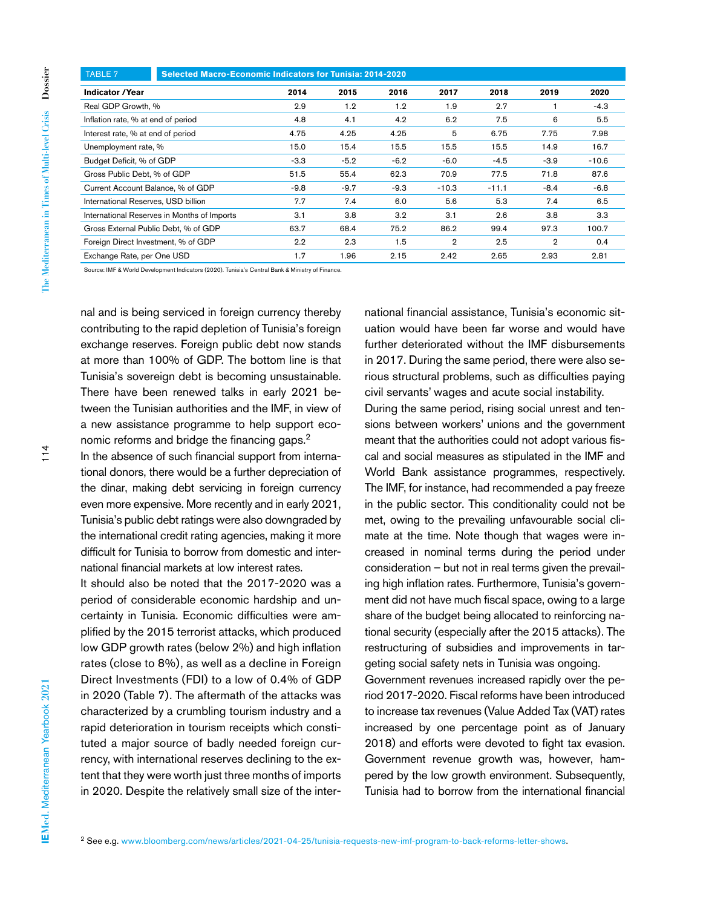TABLE 7 **Selected Macro-Economic Indicators for Tunisia: 2014-2020**

| Indicator /Year | 2014 | 2015 | 2016 | 2017 | 2018 | 2019 | 2020 |
|---|---|---|---|---|---|---|---|
| Real GDP Growth, % | 2.9 | 1.2 | 1.2 | 1.9 | 2.7 | 1 | -4.3 |
| Inflation rate, % at end of period | 4.8 | 4.1 | 4.2 | 6.2 | 7.5 | 6 | 5.5 |
| Interest rate, % at end of period | 4.75 | 4.25 | 4.25 | 5 | 6.75 | 7.75 | 7.98 |
| Unemployment rate, % | 15.0 | 15.4 | 15.5 | 15.5 | 15.5 | 14.9 | 16.7 |
| Budget Deficit, % of GDP | -3.3 | -5.2 | -6.2 | -6.0 | -4.5 | -3.9 | -10.6 |
| Gross Public Debt, % of GDP | 51.5 | 55.4 | 62.3 | 70.9 | 77.5 | 71.8 | 87.6 |
| Current Account Balance, % of GDP | -9.8 | -9.7 | -9.3 | -10.3 | -11.1 | -8.4 | -6.8 |
| International Reserves, USD billion | 7.7 | 7.4 | 6.0 | 5.6 | 5.3 | 7.4 | 6.5 |
| International Reserves in Months of Imports | 3.1 | 3.8 | 3.2 | 3.1 | 2.6 | 3.8 | 3.3 |
| Gross External Public Debt, % of GDP | 63.7 | 68.4 | 75.2 | 86.2 | 99.4 | 97.3 | 100.7 |
| Foreign Direct Investment, % of GDP | 2.2 | 2.3 | 1.5 | 2 | 2.5 | 2 | 0.4 |
| Exchange Rate, per One USD | 1.7 | 1.96 | 2.15 | 2.42 | 2.65 | 2.93 | 2.81 |

Source: IMF & World Development Indicators (2020). Tunisia's Central Bank & Ministry of Finance.

nal and is being serviced in foreign currency thereby contributing to the rapid depletion of Tunisia's foreign exchange reserves. Foreign public debt now stands at more than 100% of GDP. The bottom line is that Tunisia's sovereign debt is becoming unsustainable. There have been renewed talks in early 2021 between the Tunisian authorities and the IMF, in view of a new assistance programme to help support economic reforms and bridge the financing gaps.[2]

In the absence of such financial support from international donors, there would be a further depreciation of the dinar, making debt servicing in foreign currency even more expensive. More recently and in early 2021, Tunisia's public debt ratings were also downgraded by the international credit rating agencies, making it more difficult for Tunisia to borrow from domestic and international financial markets at low interest rates.

It should also be noted that the 2017-2020 was a period of considerable economic hardship and uncertainty in Tunisia. Economic difficulties were amplified by the 2015 terrorist attacks, which produced low GDP growth rates (below 2%) and high inflation rates (close to 8%), as well as a decline in Foreign Direct Investments (FDI) to a low of 0.4% of GDP in 2020 (Table 7). The aftermath of the attacks was characterized by a crumbling tourism industry and a rapid deterioration in tourism receipts which constituted a major source of badly needed foreign currency, with international reserves declining to the extent that they were worth just three months of imports in 2020. Despite the relatively small size of the international financial assistance, Tunisia's economic situation would have been far worse and would have further deteriorated without the IMF disbursements in 2017. During the same period, there were also serious structural problems, such as difficulties paying civil servants' wages and acute social instability.

During the same period, rising social unrest and tensions between workers' unions and the government meant that the authorities could not adopt various fiscal and social measures as stipulated in the IMF and World Bank assistance programmes, respectively. The IMF, for instance, had recommended a pay freeze in the public sector. This conditionality could not be met, owing to the prevailing unfavourable social climate at the time. Note though that wages were increased in nominal terms during the period under consideration – but not in real terms given the prevailing high inflation rates. Furthermore, Tunisia's government did not have much fiscal space, owing to a large share of the budget being allocated to reinforcing national security (especially after the 2015 attacks). The restructuring of subsidies and improvements in targeting social safety nets in Tunisia was ongoing.

Government revenues increased rapidly over the period 2017-2020. Fiscal reforms have been introduced to increase tax revenues (Value Added Tax (VAT) rates increased by one percentage point as of January 2018) and efforts were devoted to fight tax evasion. Government revenue growth was, however, hampered by the low growth environment. Subsequently, Tunisia had to borrow from the international financial

[2] See e.g. www.bloomberg.com/news/articles/2021-04-25/tunisia-requests-new-imf-program-to-back-reforms-letter-shows.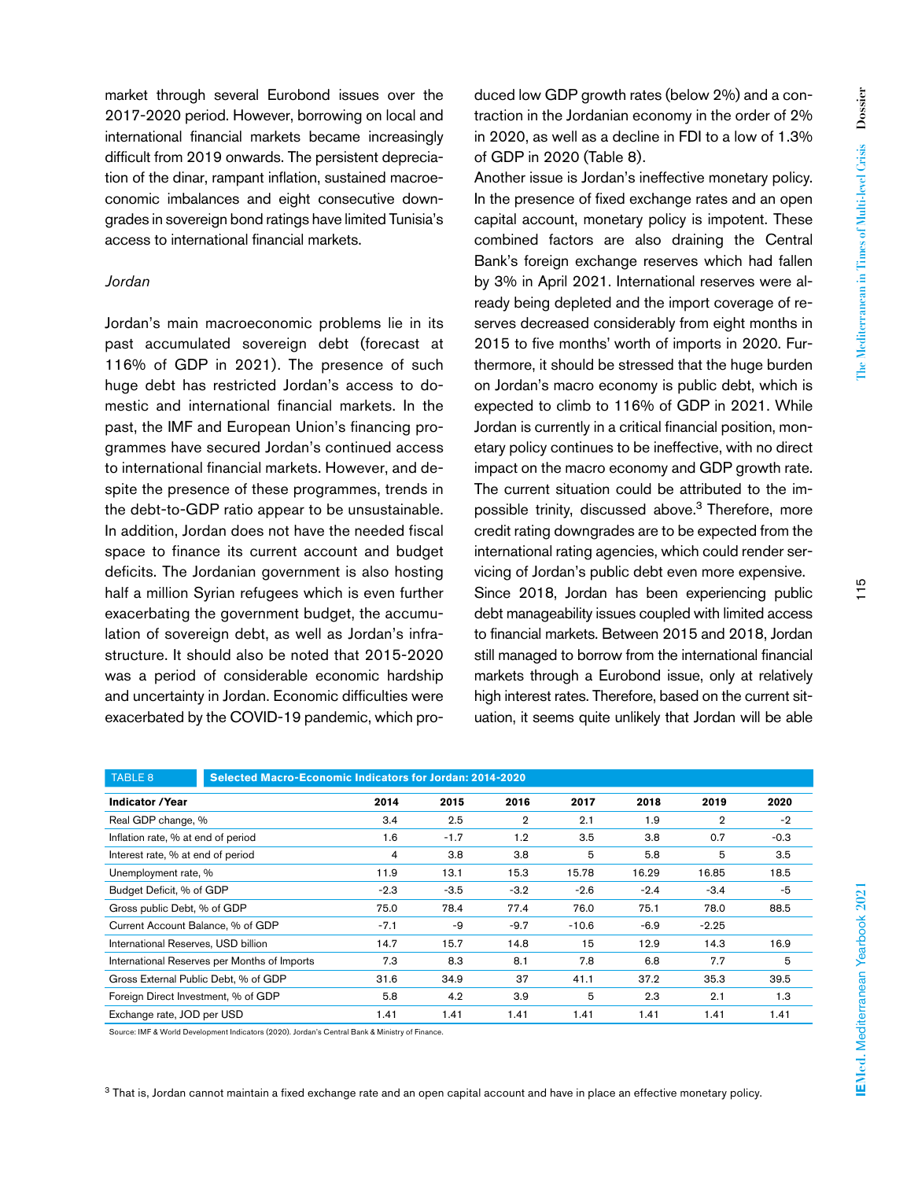market through several Eurobond issues over the 2017-2020 period. However, borrowing on local and international financial markets became increasingly difficult from 2019 onwards. The persistent depreciation of the dinar, rampant inflation, sustained macroeconomic imbalances and eight consecutive downgrades in sovereign bond ratings have limited Tunisia's access to international financial markets.

*Jordan*

Jordan's main macroeconomic problems lie in its past accumulated sovereign debt (forecast at 116% of GDP in 2021). The presence of such huge debt has restricted Jordan's access to domestic and international financial markets. In the past, the IMF and European Union's financing programmes have secured Jordan's continued access to international financial markets. However, and despite the presence of these programmes, trends in the debt-to-GDP ratio appear to be unsustainable. In addition, Jordan does not have the needed fiscal space to finance its current account and budget deficits. The Jordanian government is also hosting half a million Syrian refugees which is even further exacerbating the government budget, the accumulation of sovereign debt, as well as Jordan's infrastructure. It should also be noted that 2015-2020 was a period of considerable economic hardship and uncertainty in Jordan. Economic difficulties were exacerbated by the COVID-19 pandemic, which produced low GDP growth rates (below 2%) and a contraction in the Jordanian economy in the order of 2% in 2020, as well as a decline in FDI to a low of 1.3% of GDP in 2020 (Table 8).

Another issue is Jordan's ineffective monetary policy. In the presence of fixed exchange rates and an open capital account, monetary policy is impotent. These combined factors are also draining the Central Bank's foreign exchange reserves which had fallen by 3% in April 2021. International reserves were already being depleted and the import coverage of reserves decreased considerably from eight months in 2015 to five months' worth of imports in 2020. Furthermore, it should be stressed that the huge burden on Jordan's macro economy is public debt, which is expected to climb to 116% of GDP in 2021. While Jordan is currently in a critical financial position, monetary policy continues to be ineffective, with no direct impact on the macro economy and GDP growth rate. The current situation could be attributed to the impossible trinity, discussed above.[3] Therefore, more credit rating downgrades are to be expected from the international rating agencies, which could render servicing of Jordan's public debt even more expensive.

Since 2018, Jordan has been experiencing public debt manageability issues coupled with limited access to financial markets. Between 2015 and 2018, Jordan still managed to borrow from the international financial markets through a Eurobond issue, only at relatively high interest rates. Therefore, based on the current situation, it seems quite unlikely that Jordan will be able

TABLE 8 **Selected Macro-Economic Indicators for Jordan: 2014-2020**

| Indicator /Year | 2014 | 2015 | 2016 | 2017 | 2018 | 2019 | 2020 |
|---|---|---|---|---|---|---|---|
| Real GDP change, % | 3.4 | 2.5 | 2 | 2.1 | 1.9 | 2 | -2 |
| Inflation rate, % at end of period | 1.6 | -1.7 | 1.2 | 3.5 | 3.8 | 0.7 | -0.3 |
| Interest rate, % at end of period | 4 | 3.8 | 3.8 | 5 | 5.8 | 5 | 3.5 |
| Unemployment rate, % | 11.9 | 13.1 | 15.3 | 15.78 | 16.29 | 16.85 | 18.5 |
| Budget Deficit, % of GDP | -2.3 | -3.5 | -3.2 | -2.6 | -2.4 | -3.4 | -5 |
| Gross public Debt, % of GDP | 75.0 | 78.4 | 77.4 | 76.0 | 75.1 | 78.0 | 88.5 |
| Current Account Balance, % of GDP | -7.1 | -9 | -9.7 | -10.6 | -6.9 | -2.25 | |
| International Reserves, USD billion | 14.7 | 15.7 | 14.8 | 15 | 12.9 | 14.3 | 16.9 |
| International Reserves per Months of Imports | 7.3 | 8.3 | 8.1 | 7.8 | 6.8 | 7.7 | 5 |
| Gross External Public Debt, % of GDP | 31.6 | 34.9 | 37 | 41.1 | 37.2 | 35.3 | 39.5 |
| Foreign Direct Investment, % of GDP | 5.8 | 4.2 | 3.9 | 5 | 2.3 | 2.1 | 1.3 |
| Exchange rate, JOD per USD | 1.41 | 1.41 | 1.41 | 1.41 | 1.41 | 1.41 | 1.41 |

Source: IMF & World Development Indicators (2020). Jordan's Central Bank & Ministry of Finance.

[3] That is, Jordan cannot maintain a fixed exchange rate and an open capital account and have in place an effective monetary policy.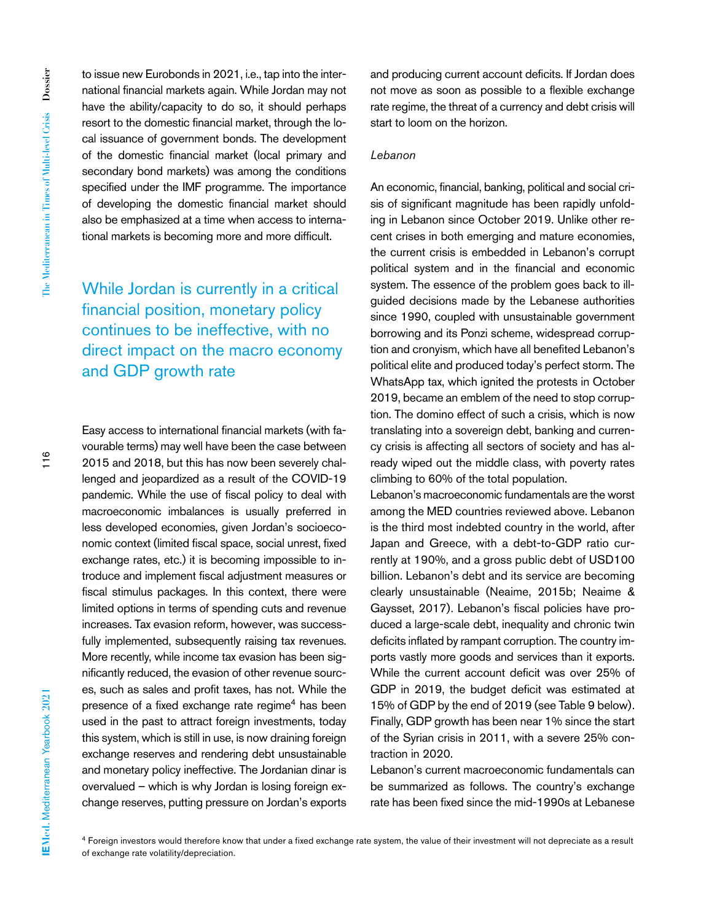to issue new Eurobonds in 2021, i.e., tap into the international financial markets again. While Jordan may not have the ability/capacity to do so, it should perhaps resort to the domestic financial market, through the local issuance of government bonds. The development of the domestic financial market (local primary and secondary bond markets) was among the conditions specified under the IMF programme. The importance of developing the domestic financial market should also be emphasized at a time when access to international markets is becoming more and more difficult.

> While Jordan is currently in a critical financial position, monetary policy continues to be ineffective, with no direct impact on the macro economy and GDP growth rate

Easy access to international financial markets (with favourable terms) may well have been the case between 2015 and 2018, but this has now been severely challenged and jeopardized as a result of the COVID-19 pandemic. While the use of fiscal policy to deal with macroeconomic imbalances is usually preferred in less developed economies, given Jordan's socioeconomic context (limited fiscal space, social unrest, fixed exchange rates, etc.) it is becoming impossible to introduce and implement fiscal adjustment measures or fiscal stimulus packages. In this context, there were limited options in terms of spending cuts and revenue increases. Tax evasion reform, however, was successfully implemented, subsequently raising tax revenues. More recently, while income tax evasion has been significantly reduced, the evasion of other revenue sources, such as sales and profit taxes, has not. While the presence of a fixed exchange rate regime[4] has been used in the past to attract foreign investments, today this system, which is still in use, is now draining foreign exchange reserves and rendering debt unsustainable and monetary policy ineffective. The Jordanian dinar is overvalued – which is why Jordan is losing foreign exchange reserves, putting pressure on Jordan's exports and producing current account deficits. If Jordan does not move as soon as possible to a flexible exchange rate regime, the threat of a currency and debt crisis will start to loom on the horizon.

*Lebanon*

An economic, financial, banking, political and social crisis of significant magnitude has been rapidly unfolding in Lebanon since October 2019. Unlike other recent crises in both emerging and mature economies, the current crisis is embedded in Lebanon's corrupt political system and in the financial and economic system. The essence of the problem goes back to ill-guided decisions made by the Lebanese authorities since 1990, coupled with unsustainable government borrowing and its Ponzi scheme, widespread corruption and cronyism, which have all benefited Lebanon's political elite and produced today's perfect storm. The WhatsApp tax, which ignited the protests in October 2019, became an emblem of the need to stop corruption. The domino effect of such a crisis, which is now translating into a sovereign debt, banking and currency crisis is affecting all sectors of society and has already wiped out the middle class, with poverty rates climbing to 60% of the total population.

Lebanon's macroeconomic fundamentals are the worst among the MED countries reviewed above. Lebanon is the third most indebted country in the world, after Japan and Greece, with a debt-to-GDP ratio currently at 190%, and a gross public debt of USD100 billion. Lebanon's debt and its service are becoming clearly unsustainable (Neaime, 2015b; Neaime & Gaysset, 2017). Lebanon's fiscal policies have produced a large-scale debt, inequality and chronic twin deficits inflated by rampant corruption. The country imports vastly more goods and services than it exports. While the current account deficit was over 25% of GDP in 2019, the budget deficit was estimated at 15% of GDP by the end of 2019 (see Table 9 below). Finally, GDP growth has been near 1% since the start of the Syrian crisis in 2011, with a severe 25% contraction in 2020.

Lebanon's current macroeconomic fundamentals can be summarized as follows. The country's exchange rate has been fixed since the mid-1990s at Lebanese

[4] Foreign investors would therefore know that under a fixed exchange rate system, the value of their investment will not depreciate as a result of exchange rate volatility/depreciation.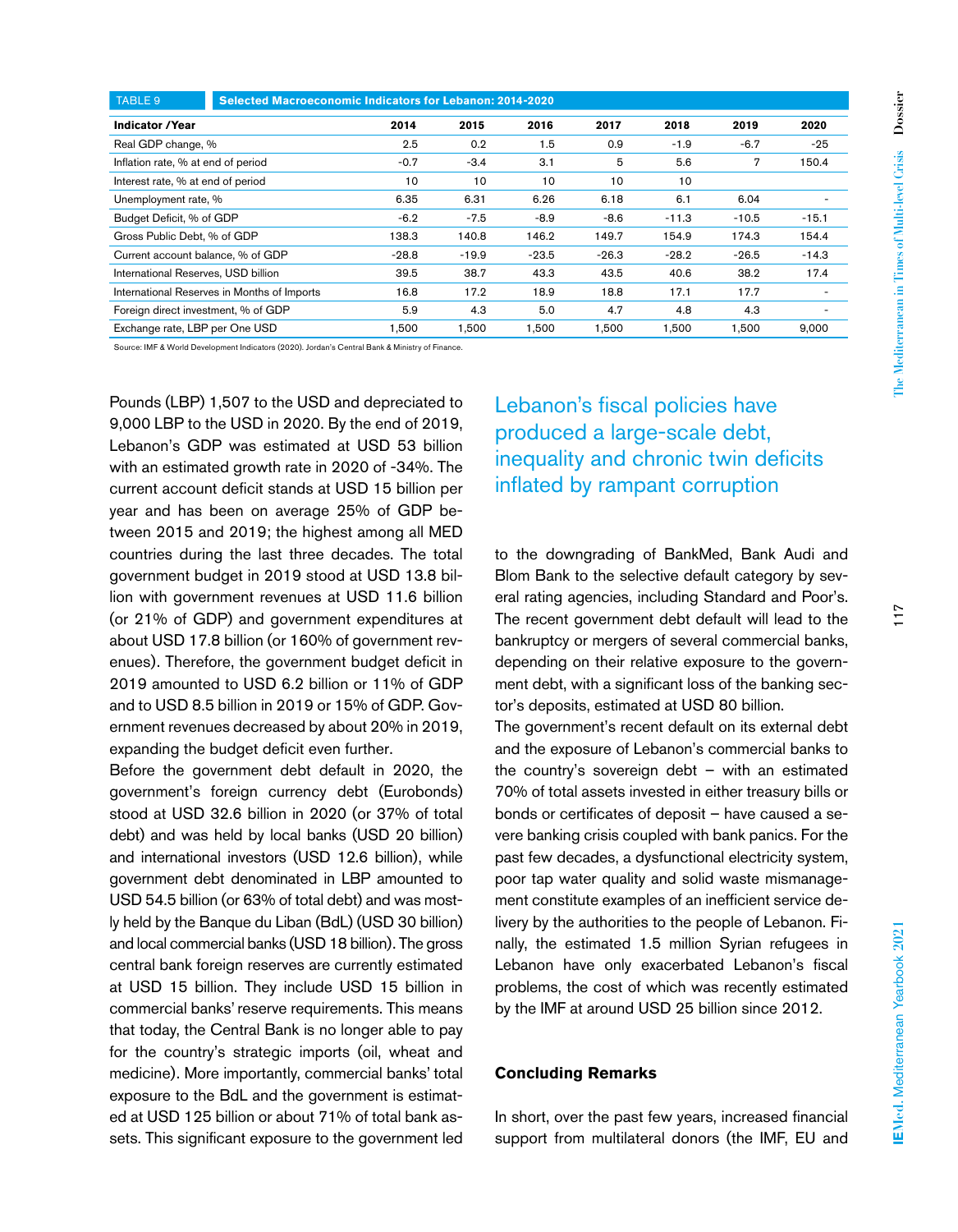| TABLE 9 | Selected Macroeconomic Indicators for Lebanon: 2014-2020 | | | | | | |
|---|---|---|---|---|---|---|---|
| **Indicator /Year** | **2014** | **2015** | **2016** | **2017** | **2018** | **2019** | **2020** |
| Real GDP change, % | 2.5 | 0.2 | 1.5 | 0.9 | -1.9 | -6.7 | -25 |
| Inflation rate, % at end of period | -0.7 | -3.4 | 3.1 | 5 | 5.6 | 7 | 150.4 |
| Interest rate, % at end of period | 10 | 10 | 10 | 10 | 10 | | |
| Unemployment rate, % | 6.35 | 6.31 | 6.26 | 6.18 | 6.1 | 6.04 | - |
| Budget Deficit, % of GDP | -6.2 | -7.5 | -8.9 | -8.6 | -11.3 | -10.5 | -15.1 |
| Gross Public Debt, % of GDP | 138.3 | 140.8 | 146.2 | 149.7 | 154.9 | 174.3 | 154.4 |
| Current account balance, % of GDP | -28.8 | -19.9 | -23.5 | -26.3 | -28.2 | -26.5 | -14.3 |
| International Reserves, USD billion | 39.5 | 38.7 | 43.3 | 43.5 | 40.6 | 38.2 | 17.4 |
| International Reserves in Months of Imports | 16.8 | 17.2 | 18.9 | 18.8 | 17.1 | 17.7 | - |
| Foreign direct investment, % of GDP | 5.9 | 4.3 | 5.0 | 4.7 | 4.8 | 4.3 | - |
| Exchange rate, LBP per One USD | 1,500 | 1,500 | 1,500 | 1,500 | 1,500 | 1,500 | 9,000 |

Source: IMF & World Development Indicators (2020). Jordan's Central Bank & Ministry of Finance.

Pounds (LBP) 1,507 to the USD and depreciated to 9,000 LBP to the USD in 2020. By the end of 2019, Lebanon's GDP was estimated at USD 53 billion with an estimated growth rate in 2020 of -34%. The current account deficit stands at USD 15 billion per year and has been on average 25% of GDP between 2015 and 2019; the highest among all MED countries during the last three decades. The total government budget in 2019 stood at USD 13.8 billion with government revenues at USD 11.6 billion (or 21% of GDP) and government expenditures at about USD 17.8 billion (or 160% of government revenues). Therefore, the government budget deficit in 2019 amounted to USD 6.2 billion or 11% of GDP and to USD 8.5 billion in 2019 or 15% of GDP. Government revenues decreased by about 20% in 2019, expanding the budget deficit even further.

Before the government debt default in 2020, the government's foreign currency debt (Eurobonds) stood at USD 32.6 billion in 2020 (or 37% of total debt) and was held by local banks (USD 20 billion) and international investors (USD 12.6 billion), while government debt denominated in LBP amounted to USD 54.5 billion (or 63% of total debt) and was mostly held by the Banque du Liban (BdL) (USD 30 billion) and local commercial banks (USD 18 billion). The gross central bank foreign reserves are currently estimated at USD 15 billion. They include USD 15 billion in commercial banks' reserve requirements. This means that today, the Central Bank is no longer able to pay for the country's strategic imports (oil, wheat and medicine). More importantly, commercial banks' total exposure to the BdL and the government is estimated at USD 125 billion or about 71% of total bank assets. This significant exposure to the government led to the downgrading of BankMed, Bank Audi and Blom Bank to the selective default category by several rating agencies, including Standard and Poor's. The recent government debt default will lead to the bankruptcy or mergers of several commercial banks, depending on their relative exposure to the government debt, with a significant loss of the banking sector's deposits, estimated at USD 80 billion.

> Lebanon's fiscal policies have produced a large-scale debt, inequality and chronic twin deficits inflated by rampant corruption

The government's recent default on its external debt and the exposure of Lebanon's commercial banks to the country's sovereign debt – with an estimated 70% of total assets invested in either treasury bills or bonds or certificates of deposit – have caused a severe banking crisis coupled with bank panics. For the past few decades, a dysfunctional electricity system, poor tap water quality and solid waste mismanagement constitute examples of an inefficient service delivery by the authorities to the people of Lebanon. Finally, the estimated 1.5 million Syrian refugees in Lebanon have only exacerbated Lebanon's fiscal problems, the cost of which was recently estimated by the IMF at around USD 25 billion since 2012.

## Concluding Remarks

In short, over the past few years, increased financial support from multilateral donors (the IMF, EU and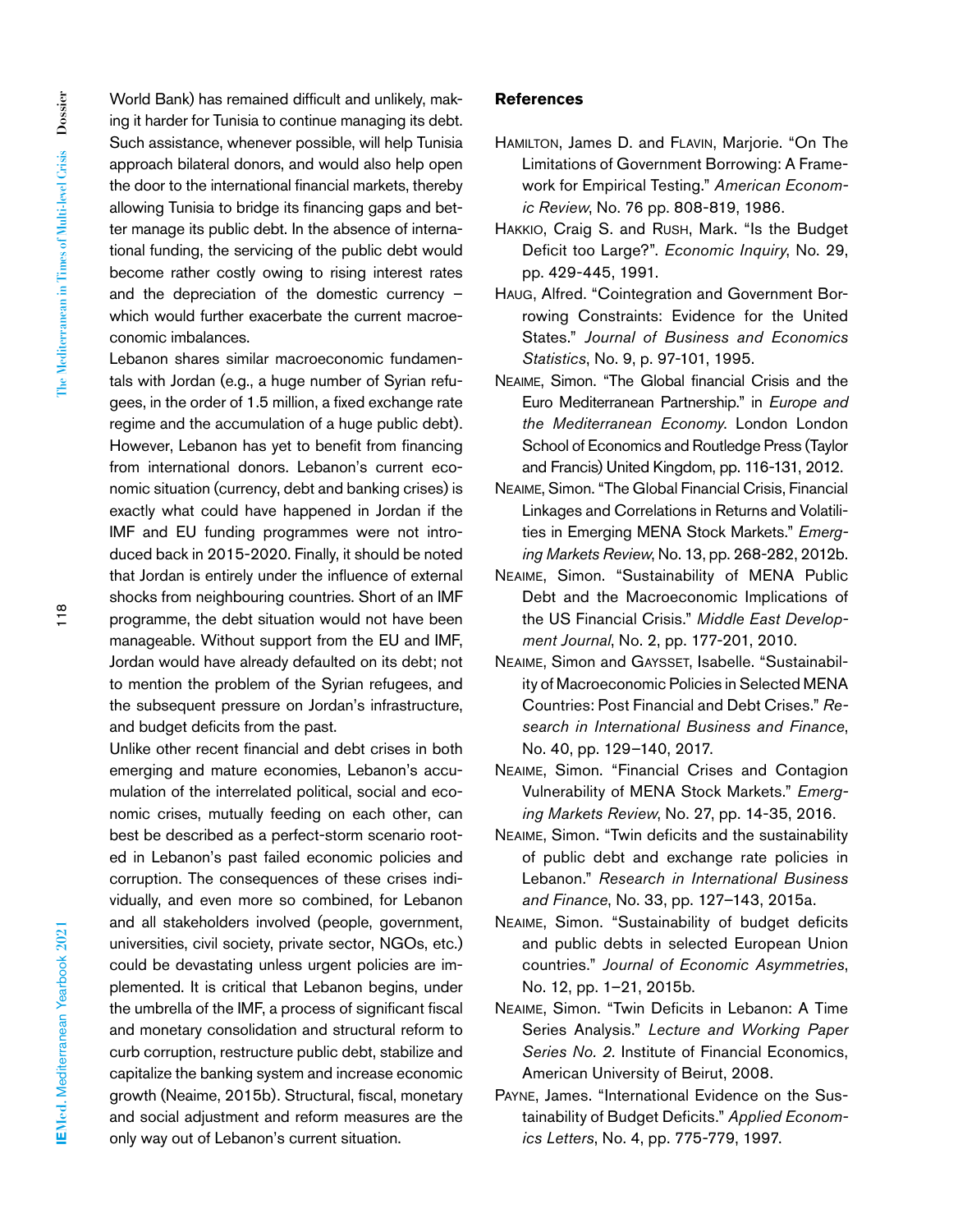World Bank) has remained difficult and unlikely, making it harder for Tunisia to continue managing its debt. Such assistance, whenever possible, will help Tunisia approach bilateral donors, and would also help open the door to the international financial markets, thereby allowing Tunisia to bridge its financing gaps and better manage its public debt. In the absence of international funding, the servicing of the public debt would become rather costly owing to rising interest rates and the depreciation of the domestic currency – which would further exacerbate the current macroeconomic imbalances.

Lebanon shares similar macroeconomic fundamentals with Jordan (e.g., a huge number of Syrian refugees, in the order of 1.5 million, a fixed exchange rate regime and the accumulation of a huge public debt). However, Lebanon has yet to benefit from financing from international donors. Lebanon's current economic situation (currency, debt and banking crises) is exactly what could have happened in Jordan if the IMF and EU funding programmes were not introduced back in 2015-2020. Finally, it should be noted that Jordan is entirely under the influence of external shocks from neighbouring countries. Short of an IMF programme, the debt situation would not have been manageable. Without support from the EU and IMF, Jordan would have already defaulted on its debt; not to mention the problem of the Syrian refugees, and the subsequent pressure on Jordan's infrastructure, and budget deficits from the past.

Unlike other recent financial and debt crises in both emerging and mature economies, Lebanon's accumulation of the interrelated political, social and economic crises, mutually feeding on each other, can best be described as a perfect-storm scenario rooted in Lebanon's past failed economic policies and corruption. The consequences of these crises individually, and even more so combined, for Lebanon and all stakeholders involved (people, government, universities, civil society, private sector, NGOs, etc.) could be devastating unless urgent policies are implemented. It is critical that Lebanon begins, under the umbrella of the IMF, a process of significant fiscal and monetary consolidation and structural reform to curb corruption, restructure public debt, stabilize and capitalize the banking system and increase economic growth (Neaime, 2015b). Structural, fiscal, monetary and social adjustment and reform measures are the only way out of Lebanon's current situation.

## References

- Hamilton, James D. and Flavin, Marjorie. "On The Limitations of Government Borrowing: A Framework for Empirical Testing." *American Economic Review*, No. 76 pp. 808-819, 1986.
- Hakkio, Craig S. and Rush, Mark. "Is the Budget Deficit too Large?". *Economic Inquiry*, No. 29, pp. 429-445, 1991.
- Haug, Alfred. "Cointegration and Government Borrowing Constraints: Evidence for the United States." *Journal of Business and Economics Statistics*, No. 9, p. 97-101, 1995.
- Neaime, Simon. "The Global financial Crisis and the Euro Mediterranean Partnership." in *Europe and the Mediterranean Economy*. London London School of Economics and Routledge Press (Taylor and Francis) United Kingdom, pp. 116-131, 2012.
- Neaime, Simon. "The Global Financial Crisis, Financial Linkages and Correlations in Returns and Volatilities in Emerging MENA Stock Markets." *Emerging Markets Review*, No. 13, pp. 268-282, 2012b.
- Neaime, Simon. "Sustainability of MENA Public Debt and the Macroeconomic Implications of the US Financial Crisis." *Middle East Development Journal*, No. 2, pp. 177-201, 2010.
- Neaime, Simon and Gaysset, Isabelle. "Sustainability of Macroeconomic Policies in Selected MENA Countries: Post Financial and Debt Crises." *Research in International Business and Finance*, No. 40, pp. 129–140, 2017.
- Neaime, Simon. "Financial Crises and Contagion Vulnerability of MENA Stock Markets." *Emerging Markets Review*, No. 27, pp. 14-35, 2016.
- Neaime, Simon. "Twin deficits and the sustainability of public debt and exchange rate policies in Lebanon." *Research in International Business and Finance*, No. 33, pp. 127–143, 2015a.
- Neaime, Simon. "Sustainability of budget deficits and public debts in selected European Union countries." *Journal of Economic Asymmetries*, No. 12, pp. 1–21, 2015b.
- Neaime, Simon. "Twin Deficits in Lebanon: A Time Series Analysis." *Lecture and Working Paper Series No. 2.* Institute of Financial Economics, American University of Beirut, 2008.
- Payne, James. "International Evidence on the Sustainability of Budget Deficits." *Applied Economics Letters*, No. 4, pp. 775-779, 1997.